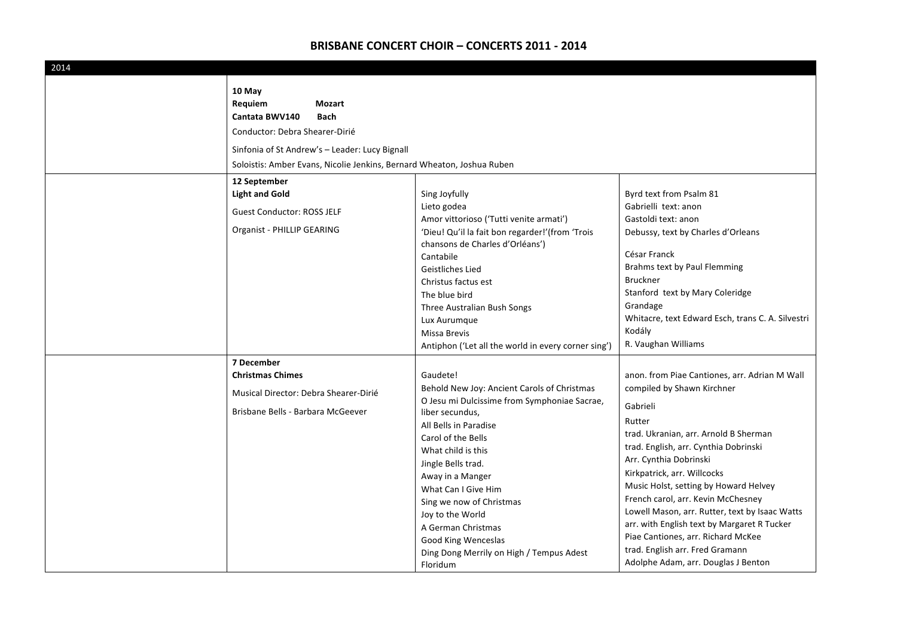# BRISBANE CONCERT CHOIR – CONCERTS 2011 - 2014

| 2014 | | | |
|---|---|---|---|
| | **10 May**<br>**Requiem** **Mozart**<br>**Cantata BWV140** **Bach**<br>Conductor: Debra Shearer-Dirié<br>Sinfonia of St Andrew's – Leader: Lucy Bignall<br>Soloistis: Amber Evans, Nicolie Jenkins, Bernard Wheaton, Joshua Ruben | | |
| | **12 September**<br>**Light and Gold**<br>Guest Conductor: ROSS JELF<br>Organist - PHILLIP GEARING | Sing Joyfully<br>Lieto godea<br>Amor vittorioso ('Tutti venite armati')<br>'Dieu! Qu'il la fait bon regarder!'(from 'Trois chansons de Charles d'Orléans')<br>Cantabile<br>Geistliches Lied<br>Christus factus est<br>The blue bird<br>Three Australian Bush Songs<br>Lux Aurumque<br>Missa Brevis<br>Antiphon ('Let all the world in every corner sing') | Byrd text from Psalm 81<br>Gabrielli text: anon<br>Gastoldi text: anon<br>Debussy, text by Charles d'Orleans<br>César Franck<br>Brahms text by Paul Flemming<br>Bruckner<br>Stanford text by Mary Coleridge<br>Grandage<br>Whitacre, text Edward Esch, trans C. A. Silvestri<br>Kodály<br>R. Vaughan Williams |
| | **7 December**<br>**Christmas Chimes**<br>Musical Director: Debra Shearer-Dirié<br>Brisbane Bells - Barbara McGeever | Gaudete!<br>Behold New Joy: Ancient Carols of Christmas<br>O Jesu mi Dulcissime from Symphoniae Sacrae, liber secundus,<br>All Bells in Paradise<br>Carol of the Bells<br>What child is this<br>Jingle Bells trad.<br>Away in a Manger<br>What Can I Give Him<br>Sing we now of Christmas<br>Joy to the World<br>A German Christmas<br>Good King Wenceslas<br>Ding Dong Merrily on High / Tempus Adest Floridum | anon. from Piae Cantiones, arr. Adrian M Wall<br>compiled by Shawn Kirchner<br>Gabrieli<br>Rutter<br>trad. Ukranian, arr. Arnold B Sherman<br>trad. English, arr. Cynthia Dobrinski<br>Arr. Cynthia Dobrinski<br>Kirkpatrick, arr. Willcocks<br>Music Holst, setting by Howard Helvey<br>French carol, arr. Kevin McChesney<br>Lowell Mason, arr. Rutter, text by Isaac Watts<br>arr. with English text by Margaret R Tucker<br>Piae Cantiones, arr. Richard McKee<br>trad. English arr. Fred Gramann<br>Adolphe Adam, arr. Douglas J Benton |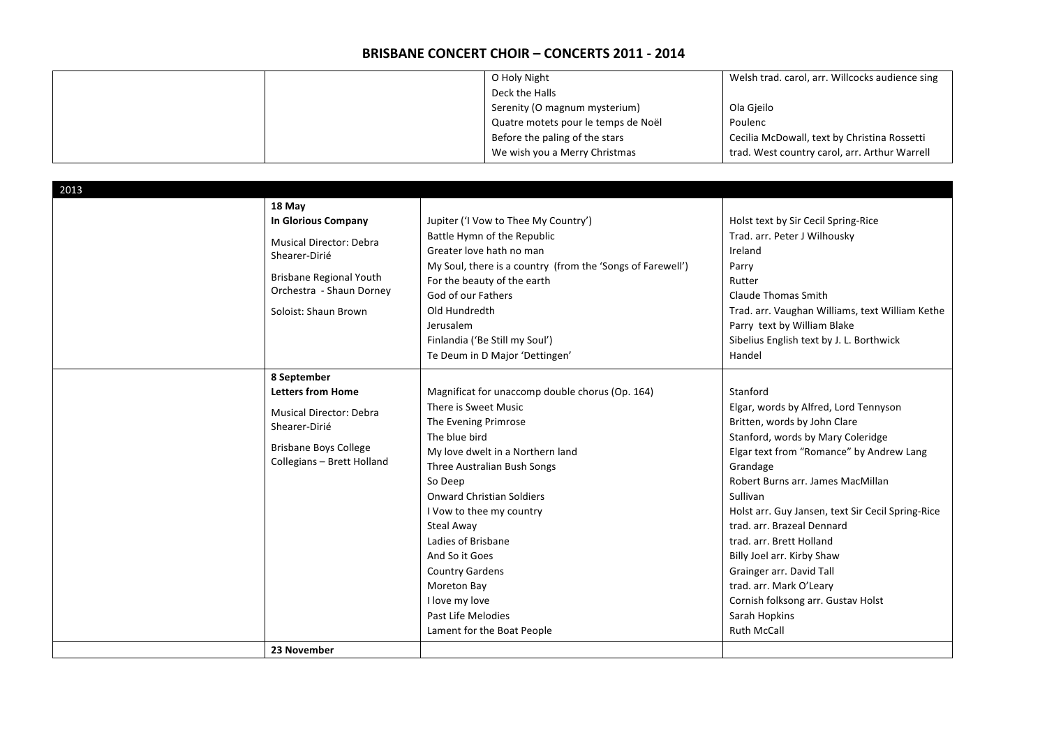# BRISBANE CONCERT CHOIR – CONCERTS 2011 - 2014

| | | | |
|---|---|---|---|
| | | O Holy Night | Welsh trad. carol, arr. Willcocks audience sing |
| | | Deck the Halls | |
| | | Serenity (O magnum mysterium) | Ola Gjeilo |
| | | Quatre motets pour le temps de Noël | Poulenc |
| | | Before the paling of the stars | Cecilia McDowall, text by Christina Rossetti |
| | | We wish you a Merry Christmas | trad. West country carol, arr. Arthur Warrell |

| 2013 | | | |
|---|---|---|---|
| | **18 May**<br>**In Glorious Company**<br>Musical Director: Debra Shearer-Dirié<br>Brisbane Regional Youth Orchestra - Shaun Dorney<br>Soloist: Shaun Brown | Jupiter ('I Vow to Thee My Country')<br>Battle Hymn of the Republic<br>Greater love hath no man<br>My Soul, there is a country (from the 'Songs of Farewell')<br>For the beauty of the earth<br>God of our Fathers<br>Old Hundredth<br>Jerusalem<br>Finlandia ('Be Still my Soul')<br>Te Deum in D Major 'Dettingen' | Holst text by Sir Cecil Spring-Rice<br>Trad. arr. Peter J Wilhousky<br>Ireland<br>Parry<br>Rutter<br>Claude Thomas Smith<br>Trad. arr. Vaughan Williams, text William Kethe<br>Parry text by William Blake<br>Sibelius English text by J. L. Borthwick<br>Handel |
| | **8 September**<br>**Letters from Home**<br>Musical Director: Debra Shearer-Dirié<br>Brisbane Boys College Collegians – Brett Holland | Magnificat for unaccomp double chorus (Op. 164)<br>There is Sweet Music<br>The Evening Primrose<br>The blue bird<br>My love dwelt in a Northern land<br>Three Australian Bush Songs<br>So Deep<br>Onward Christian Soldiers<br>I Vow to thee my country<br>Steal Away<br>Ladies of Brisbane<br>And So it Goes<br>Country Gardens<br>Moreton Bay<br>I love my love<br>Past Life Melodies<br>Lament for the Boat People | Stanford<br>Elgar, words by Alfred, Lord Tennyson<br>Britten, words by John Clare<br>Stanford, words by Mary Coleridge<br>Elgar text from "Romance" by Andrew Lang<br>Grandage<br>Robert Burns arr. James MacMillan<br>Sullivan<br>Holst arr. Guy Jansen, text Sir Cecil Spring-Rice<br>trad. arr. Brazeal Dennard<br>trad. arr. Brett Holland<br>Billy Joel arr. Kirby Shaw<br>Grainger arr. David Tall<br>trad. arr. Mark O'Leary<br>Cornish folksong arr. Gustav Holst<br>Sarah Hopkins<br>Ruth McCall |
| | **23 November** | | |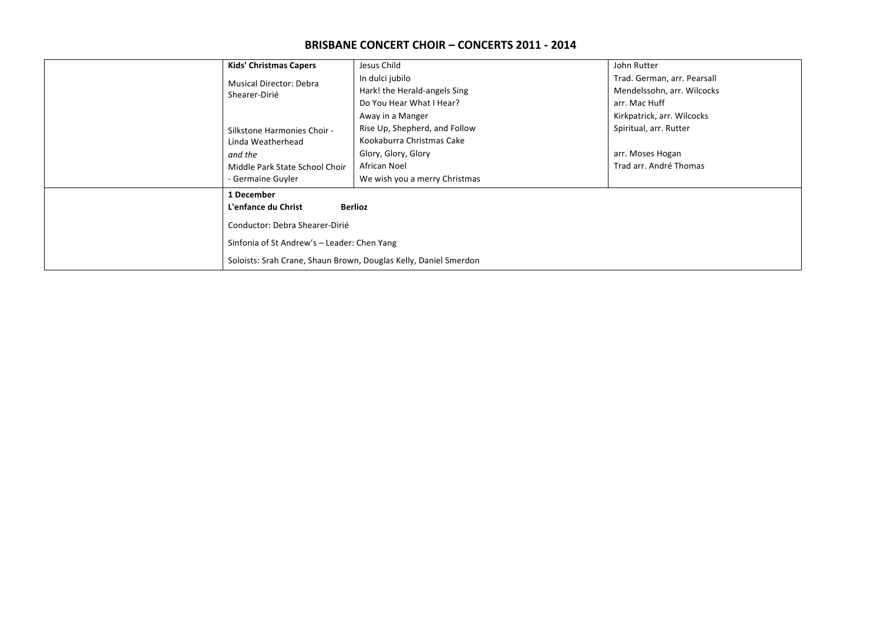# BRISBANE CONCERT CHOIR – CONCERTS 2011 - 2014

| | | | |
|---|---|---|---|
| | **Kids' Christmas Capers** | Jesus Child | John Rutter |
| | Musical Director: Debra Shearer-Dirié | In dulci jubilo | Trad. German, arr. Pearsall |
| | | Hark! the Herald-angels Sing | Mendelssohn, arr. Wilcocks |
| | | Do You Hear What I Hear? | arr. Mac Huff |
| | | Away in a Manger | Kirkpatrick, arr. Wilcocks |
| | Silkstone Harmonies Choir - Linda Weatherhead | Rise Up, Shepherd, and Follow | Spiritual, arr. Rutter |
| | | Kookaburra Christmas Cake | |
| | *and the* | Glory, Glory, Glory | arr. Moses Hogan |
| | Middle Park State School Choir - Germaine Guyler | African Noel | Trad arr. André Thomas |
| | | We wish you a merry Christmas | |
| | **1 December**<br>**L'enfance du Christ** **Berlioz**<br>Conductor: Debra Shearer-Dirié<br>Sinfonia of St Andrew's – Leader: Chen Yang<br>Soloists: Srah Crane, Shaun Brown, Douglas Kelly, Daniel Smerdon | | |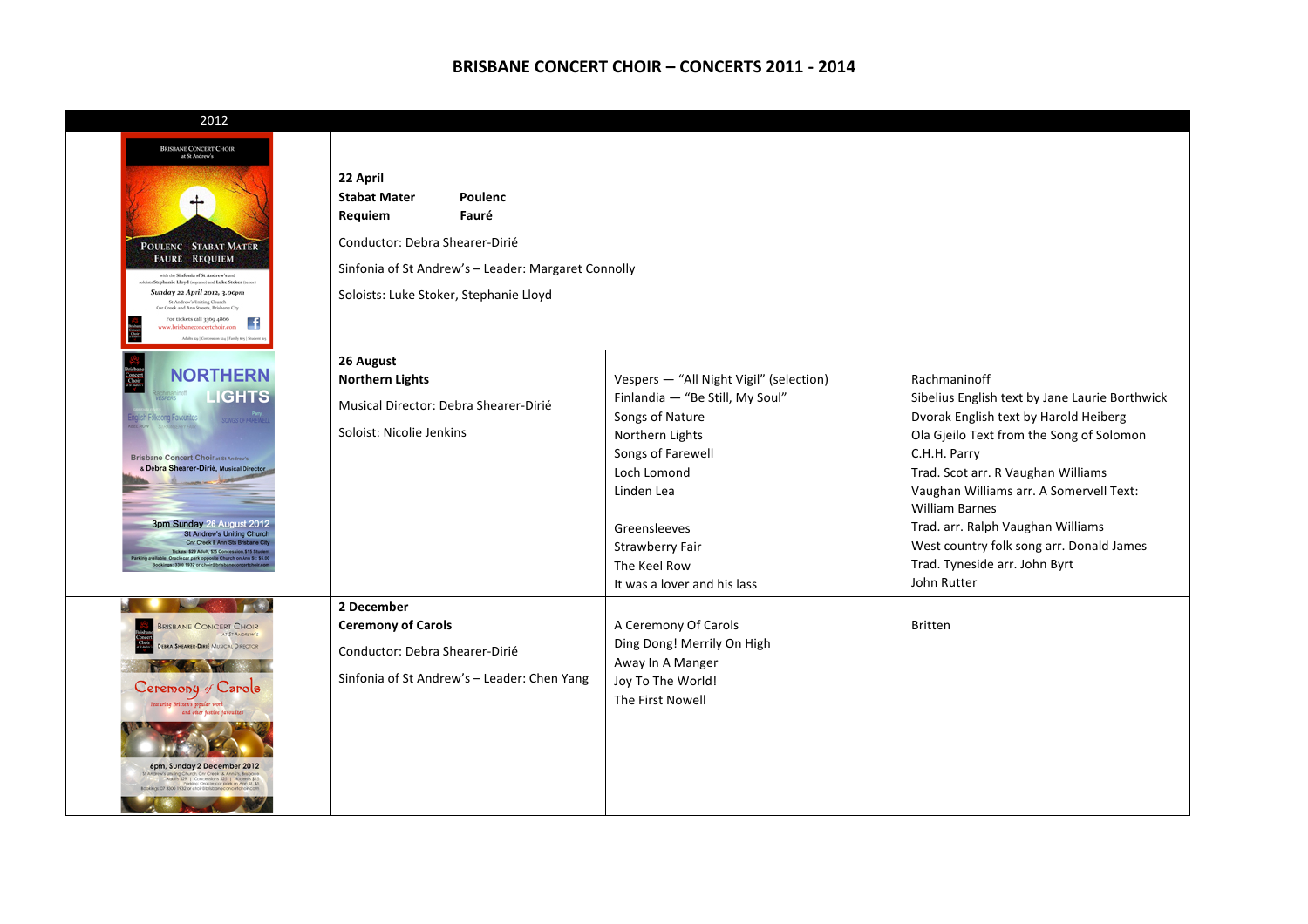# BRISBANE CONCERT CHOIR – CONCERTS 2011 - 2014

| 2012 | | | |
|---|---|---|---|
| | **22 April**<br>**Stabat Mater** **Poulenc**<br>**Requiem** **Fauré**<br>Conductor: Debra Shearer-Dirié<br>Sinfonia of St Andrew's – Leader: Margaret Connolly<br>Soloists: Luke Stoker, Stephanie Lloyd | | |
| | **26 August**<br>**Northern Lights**<br>Musical Director: Debra Shearer-Dirié<br>Soloist: Nicolie Jenkins | Vespers — "All Night Vigil" (selection)<br>Finlandia — "Be Still, My Soul"<br>Songs of Nature<br>Northern Lights<br>Songs of Farewell<br>Loch Lomond<br>Linden Lea<br><br>Greensleeves<br>Strawberry Fair<br>The Keel Row<br>It was a lover and his lass | Rachmaninoff<br>Sibelius English text by Jane Laurie Borthwick<br>Dvorak English text by Harold Heiberg<br>Ola Gjeilo Text from the Song of Solomon<br>C.H.H. Parry<br>Trad. Scot arr. R Vaughan Williams<br>Vaughan Williams arr. A Somervell Text: William Barnes<br>Trad. arr. Ralph Vaughan Williams<br>West country folk song arr. Donald James<br>Trad. Tyneside arr. John Byrt<br>John Rutter |
| | **2 December**<br>**Ceremony of Carols**<br>Conductor: Debra Shearer-Dirié<br>Sinfonia of St Andrew's – Leader: Chen Yang | A Ceremony Of Carols<br>Ding Dong! Merrily On High<br>Away In A Manger<br>Joy To The World!<br>The First Nowell | Britten |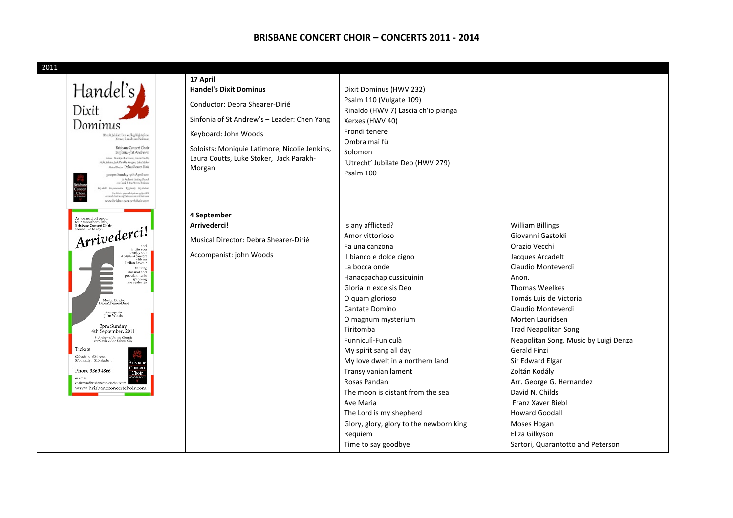# BRISBANE CONCERT CHOIR – CONCERTS 2011 - 2014

| 2011 | | | |
|---|---|---|---|
| Handel's Dixit Dominus<br>Utrecht Jubilate Deo and highlights from Xerxes, Rinaldo and Solomon<br>Brisbane Concert Choir<br>Sinfonia of St Andrew's<br>Soloists: Monique Latimore, Laura Coutts, Nicki Jenkins, Jack Parakh-Morgan, Luke Stoker<br>Musical Director: Debra Shearer-Dirié<br>3.00pm Sunday 17th April 2011<br>St Andrew's Uniting Church cnr Creek & Ann Streets, Brisbane<br>www.brisbaneconcertchoir.com | **17 April**<br>**Handel's Dixit Dominus**<br>Conductor: Debra Shearer-Dirié<br>Sinfonia of St Andrew's – Leader: Chen Yang<br>Keyboard: John Woods<br>Soloists: Moniquie Latimore, Nicolie Jenkins, Laura Coutts, Luke Stoker, Jack Parakh-Morgan | Dixit Dominus (HWV 232)<br>Psalm 110 (Vulgate 109)<br>Rinaldo (HWV 7) Lascia ch'io pianga<br>Xerxes (HWV 40)<br>Frondi tenere<br>Ombra mai fù<br>Solomon<br>'Utrecht' Jubilate Deo (HWV 279)<br>Psalm 100 | |
| As we head off on our tour to northern Italy, Brisbane Concert Choir would like to say ... Arrivederci! and invite you to enjoy our a cappella concert with an Italian flavour featuring classical and popular music spanning five centuries<br>Musical Director Debra Shearer-Dirié<br>Accompanist John Woods<br>3pm Sunday 4th September, 2011<br>St Andrew's Uniting Church cnr Creek & Ann Streets, City<br>Tickets $29 adult, $24 conc. $75 family, $15 student<br>Phone 3369 4866<br>or email chairman@brisbaneconcertchoir.com<br>www.brisbaneconcertchoir.com | **4 September**<br>**Arrivederci!**<br>Musical Director: Debra Shearer-Dirié<br>Accompanist: john Woods | Is any afflicted?<br>Amor vittorioso<br>Fa una canzona<br>Il bianco e dolce cigno<br>La bocca onde<br>Hanacpachap cussicuinin<br>Gloria in excelsis Deo<br>O quam glorioso<br>Cantate Domino<br>O magnum mysterium<br>Tiritomba<br>Funiculì-Funiculà<br>My spirit sang all day<br>My love dwelt in a northern land<br>Transylvanian lament<br>Rosas Pandan<br>The moon is distant from the sea<br>Ave Maria<br>The Lord is my shepherd<br>Glory, glory, glory to the newborn king<br>Requiem<br>Time to say goodbye | William Billings<br>Giovanni Gastoldi<br>Orazio Vecchi<br>Jacques Arcadelt<br>Claudio Monteverdi<br>Anon.<br>Thomas Weelkes<br>Tomás Luis de Victoria<br>Claudio Monteverdi<br>Morten Lauridsen<br>Trad Neapolitan Song<br>Neapolitan Song. Music by Luigi Denza<br>Gerald Finzi<br>Sir Edward Elgar<br>Zoltán Kodály<br>Arr. George G. Hernandez<br>David N. Childs<br>Franz Xaver Biebl<br>Howard Goodall<br>Moses Hogan<br>Eliza Gilkyson<br>Sartori, Quarantotto and Peterson |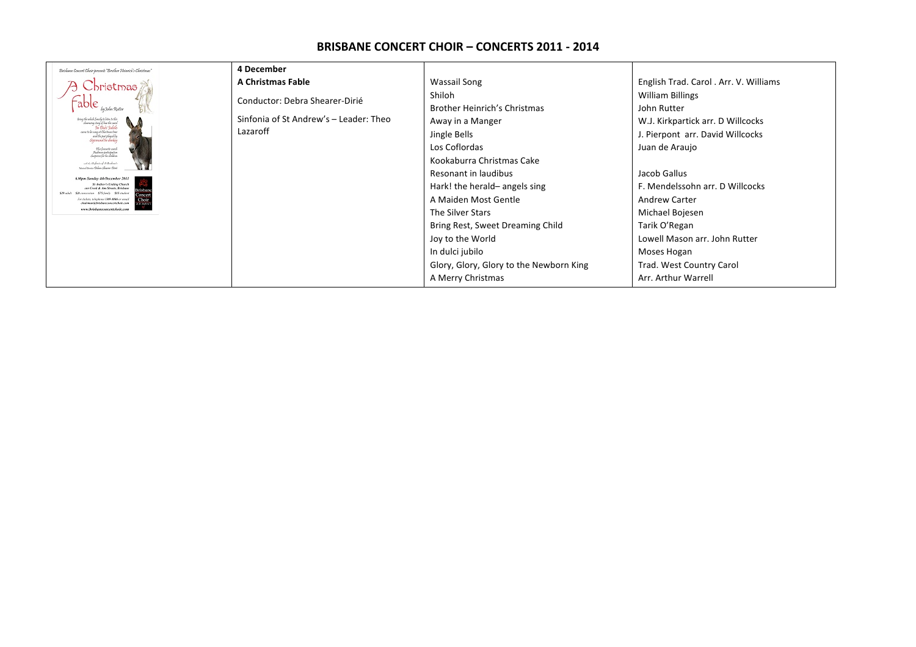# BRISBANE CONCERT CHOIR – CONCERTS 2011 - 2014

| | | | |
|---|---|---|---|
| | **4 December** | | |
| | **A Christmas Fable** | Wassail Song | English Trad. Carol . Arr. V. Williams |
| | Conductor: Debra Shearer-Dirié | Shiloh | William Billings |
| | | Brother Heinrich's Christmas | John Rutter |
| | Sinfonia of St Andrew's – Leader: Theo Lazaroff | Away in a Manger | W.J. Kirkpartick arr. D Willcocks |
| | | Jingle Bells | J. Pierpont arr. David Willcocks |
| | | Los Coflordas | Juan de Araujo |
| | | Kookaburra Christmas Cake | |
| | | Resonant in laudibus | Jacob Gallus |
| | | Hark! the herald– angels sing | F. Mendelssohn arr. D Willcocks |
| | | A Maiden Most Gentle | Andrew Carter |
| | | The Silver Stars | Michael Bojesen |
| | | Bring Rest, Sweet Dreaming Child | Tarik O'Regan |
| | | Joy to the World | Lowell Mason arr. John Rutter |
| | | In dulci jubilo | Moses Hogan |
| | | Glory, Glory, Glory to the Newborn King | Trad. West Country Carol |
| | | A Merry Christmas | Arr. Arthur Warrell |